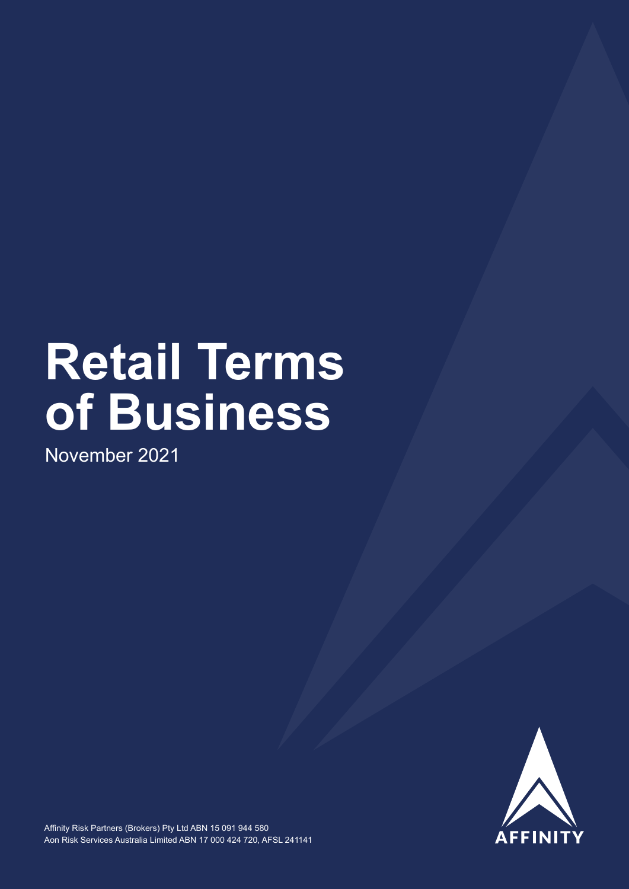# Retail Terms of Business

November 2021

Affinity Risk Partners (Brokers) Pty Ltd ABN 15 091 944 580
Aon Risk Services Australia Limited ABN 17 000 424 720, AFSL 241141

AFFINITY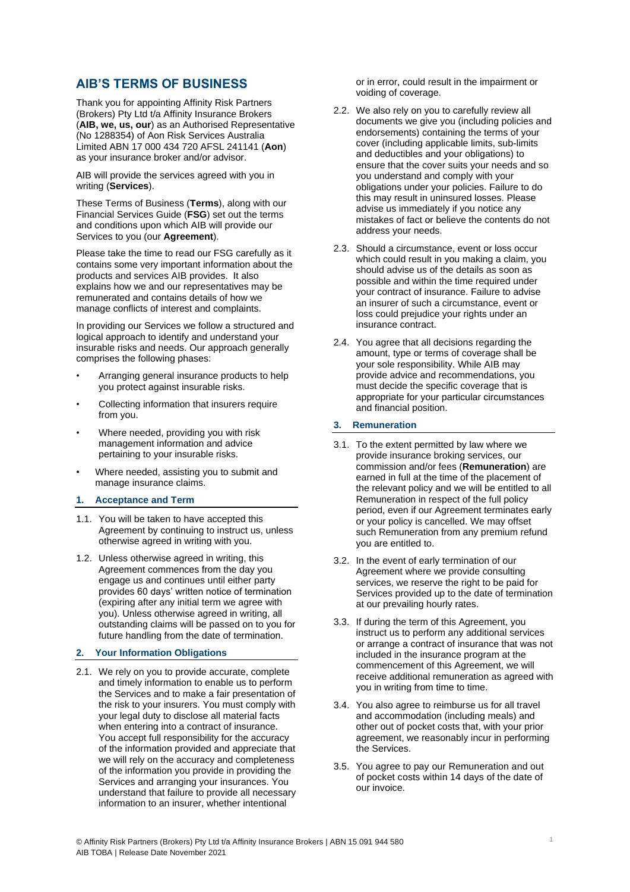# AIB'S TERMS OF BUSINESS

Thank you for appointing Affinity Risk Partners (Brokers) Pty Ltd t/a Affinity Insurance Brokers (**AIB, we, us, our**) as an Authorised Representative (No 1288354) of Aon Risk Services Australia Limited ABN 17 000 434 720 AFSL 241141 (**Aon**) as your insurance broker and/or advisor.

AIB will provide the services agreed with you in writing (**Services**).

These Terms of Business (**Terms**), along with our Financial Services Guide (**FSG**) set out the terms and conditions upon which AIB will provide our Services to you (our **Agreement**).

Please take the time to read our FSG carefully as it contains some very important information about the products and services AIB provides. It also explains how we and our representatives may be remunerated and contains details of how we manage conflicts of interest and complaints.

In providing our Services we follow a structured and logical approach to identify and understand your insurable risks and needs. Our approach generally comprises the following phases:

- Arranging general insurance products to help you protect against insurable risks.
- Collecting information that insurers require from you.
- Where needed, providing you with risk management information and advice pertaining to your insurable risks.
- Where needed, assisting you to submit and manage insurance claims.

## 1. Acceptance and Term

1.1. You will be taken to have accepted this Agreement by continuing to instruct us, unless otherwise agreed in writing with you.

1.2. Unless otherwise agreed in writing, this Agreement commences from the day you engage us and continues until either party provides 60 days' written notice of termination (expiring after any initial term we agree with you). Unless otherwise agreed in writing, all outstanding claims will be passed on to you for future handling from the date of termination.

## 2. Your Information Obligations

2.1. We rely on you to provide accurate, complete and timely information to enable us to perform the Services and to make a fair presentation of the risk to your insurers. You must comply with your legal duty to disclose all material facts when entering into a contract of insurance. You accept full responsibility for the accuracy of the information provided and appreciate that we will rely on the accuracy and completeness of the information you provide in providing the Services and arranging your insurances. You understand that failure to provide all necessary information to an insurer, whether intentional or in error, could result in the impairment or voiding of coverage.

2.2. We also rely on you to carefully review all documents we give you (including policies and endorsements) containing the terms of your cover (including applicable limits, sub-limits and deductibles and your obligations) to ensure that the cover suits your needs and so you understand and comply with your obligations under your policies. Failure to do this may result in uninsured losses. Please advise us immediately if you notice any mistakes of fact or believe the contents do not address your needs.

2.3. Should a circumstance, event or loss occur which could result in you making a claim, you should advise us of the details as soon as possible and within the time required under your contract of insurance. Failure to advise an insurer of such a circumstance, event or loss could prejudice your rights under an insurance contract.

2.4. You agree that all decisions regarding the amount, type or terms of coverage shall be your sole responsibility. While AIB may provide advice and recommendations, you must decide the specific coverage that is appropriate for your particular circumstances and financial position.

## 3. Remuneration

3.1. To the extent permitted by law where we provide insurance broking services, our commission and/or fees (**Remuneration**) are earned in full at the time of the placement of the relevant policy and we will be entitled to all Remuneration in respect of the full policy period, even if our Agreement terminates early or your policy is cancelled. We may offset such Remuneration from any premium refund you are entitled to.

3.2. In the event of early termination of our Agreement where we provide consulting services, we reserve the right to be paid for Services provided up to the date of termination at our prevailing hourly rates.

3.3. If during the term of this Agreement, you instruct us to perform any additional services or arrange a contract of insurance that was not included in the insurance program at the commencement of this Agreement, we will receive additional remuneration as agreed with you in writing from time to time.

3.4. You also agree to reimburse us for all travel and accommodation (including meals) and other out of pocket costs that, with your prior agreement, we reasonably incur in performing the Services.

3.5. You agree to pay our Remuneration and out of pocket costs within 14 days of the date of our invoice.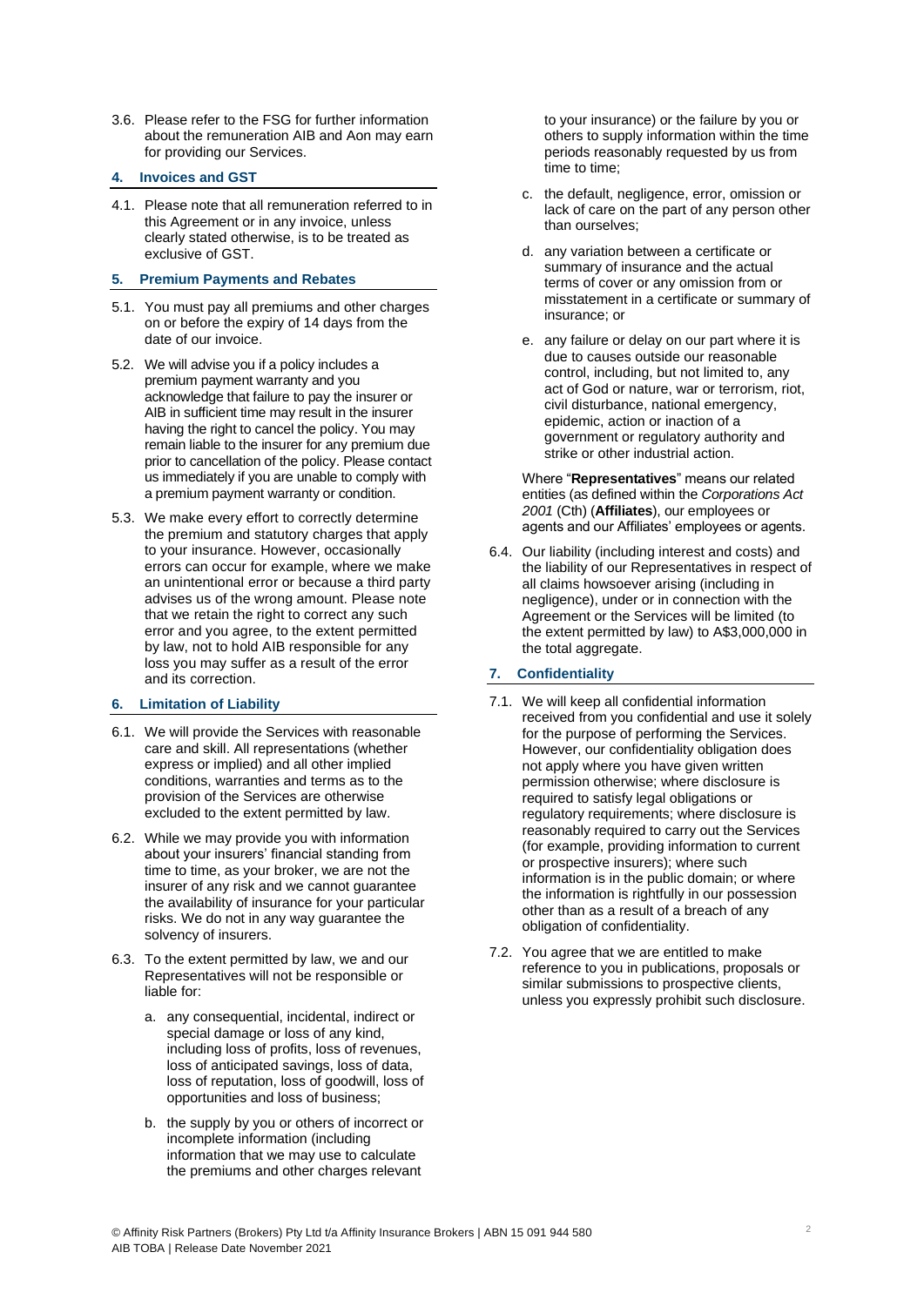3.6. Please refer to the FSG for further information about the remuneration AIB and Aon may earn for providing our Services.

## 4. Invoices and GST

4.1. Please note that all remuneration referred to in this Agreement or in any invoice, unless clearly stated otherwise, is to be treated as exclusive of GST.

## 5. Premium Payments and Rebates

5.1. You must pay all premiums and other charges on or before the expiry of 14 days from the date of our invoice.

5.2. We will advise you if a policy includes a premium payment warranty and you acknowledge that failure to pay the insurer or AIB in sufficient time may result in the insurer having the right to cancel the policy. You may remain liable to the insurer for any premium due prior to cancellation of the policy. Please contact us immediately if you are unable to comply with a premium payment warranty or condition.

5.3. We make every effort to correctly determine the premium and statutory charges that apply to your insurance. However, occasionally errors can occur for example, where we make an unintentional error or because a third party advises us of the wrong amount. Please note that we retain the right to correct any such error and you agree, to the extent permitted by law, not to hold AIB responsible for any loss you may suffer as a result of the error and its correction.

## 6. Limitation of Liability

6.1. We will provide the Services with reasonable care and skill. All representations (whether express or implied) and all other implied conditions, warranties and terms as to the provision of the Services are otherwise excluded to the extent permitted by law.

6.2. While we may provide you with information about your insurers' financial standing from time to time, as your broker, we are not the insurer of any risk and we cannot guarantee the availability of insurance for your particular risks. We do not in any way guarantee the solvency of insurers.

6.3. To the extent permitted by law, we and our Representatives will not be responsible or liable for:

a. any consequential, incidental, indirect or special damage or loss of any kind, including loss of profits, loss of revenues, loss of anticipated savings, loss of data, loss of reputation, loss of goodwill, loss of opportunities and loss of business;

b. the supply by you or others of incorrect or incomplete information (including information that we may use to calculate the premiums and other charges relevant to your insurance) or the failure by you or others to supply information within the time periods reasonably requested by us from time to time;

c. the default, negligence, error, omission or lack of care on the part of any person other than ourselves;

d. any variation between a certificate or summary of insurance and the actual terms of cover or any omission from or misstatement in a certificate or summary of insurance; or

e. any failure or delay on our part where it is due to causes outside our reasonable control, including, but not limited to, any act of God or nature, war or terrorism, riot, civil disturbance, national emergency, epidemic, action or inaction of a government or regulatory authority and strike or other industrial action.

Where "**Representatives**" means our related entities (as defined within the *Corporations Act 2001* (Cth) (**Affiliates**), our employees or agents and our Affiliates' employees or agents.

6.4. Our liability (including interest and costs) and the liability of our Representatives in respect of all claims howsoever arising (including in negligence), under or in connection with the Agreement or the Services will be limited (to the extent permitted by law) to A$3,000,000 in the total aggregate.

## 7. Confidentiality

7.1. We will keep all confidential information received from you confidential and use it solely for the purpose of performing the Services. However, our confidentiality obligation does not apply where you have given written permission otherwise; where disclosure is required to satisfy legal obligations or regulatory requirements; where disclosure is reasonably required to carry out the Services (for example, providing information to current or prospective insurers); where such information is in the public domain; or where the information is rightfully in our possession other than as a result of a breach of any obligation of confidentiality.

7.2. You agree that we are entitled to make reference to you in publications, proposals or similar submissions to prospective clients, unless you expressly prohibit such disclosure.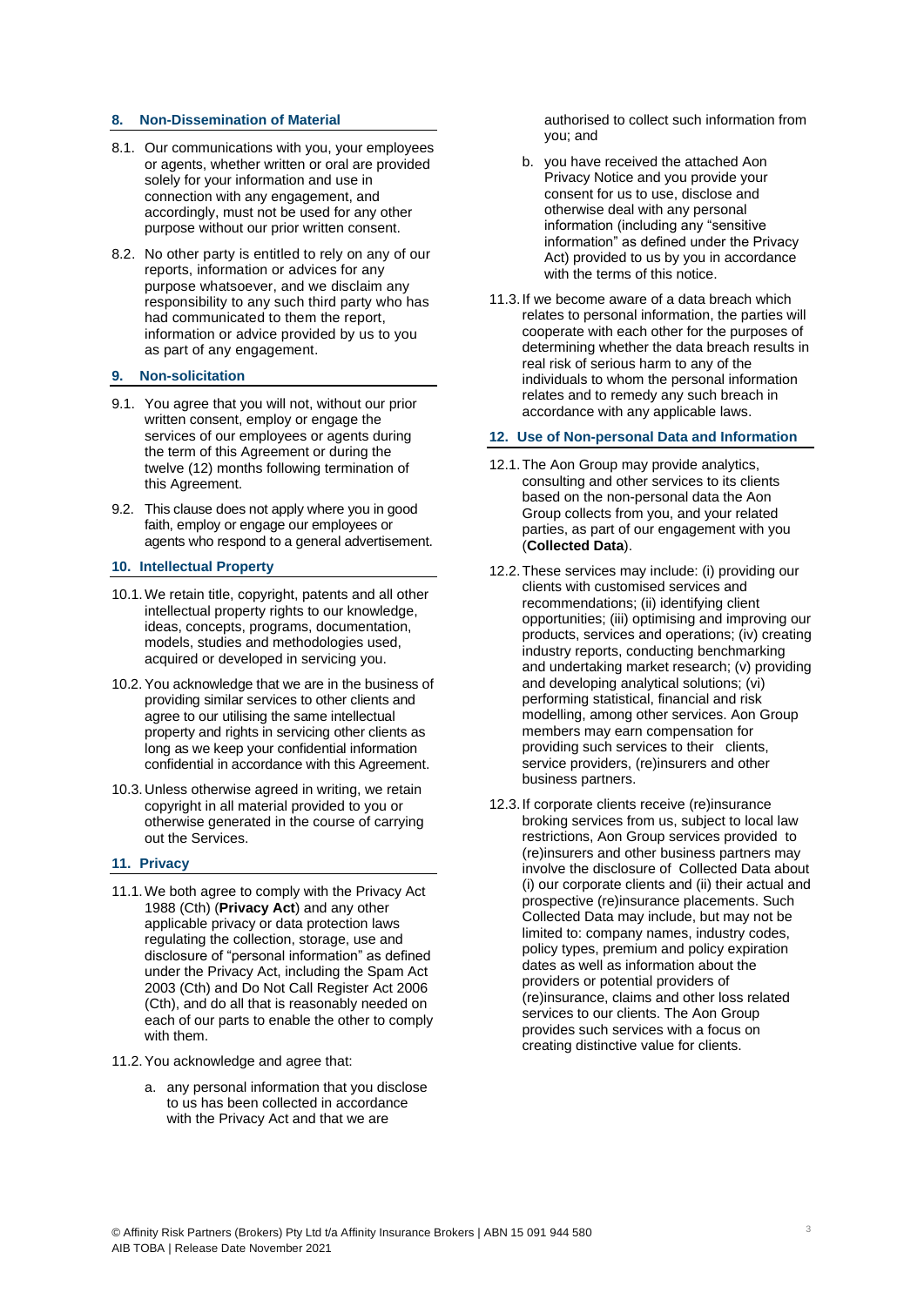## 8. Non-Dissemination of Material

8.1. Our communications with you, your employees or agents, whether written or oral are provided solely for your information and use in connection with any engagement, and accordingly, must not be used for any other purpose without our prior written consent.

8.2. No other party is entitled to rely on any of our reports, information or advices for any purpose whatsoever, and we disclaim any responsibility to any such third party who has had communicated to them the report, information or advice provided by us to you as part of any engagement.

## 9. Non-solicitation

9.1. You agree that you will not, without our prior written consent, employ or engage the services of our employees or agents during the term of this Agreement or during the twelve (12) months following termination of this Agreement.

9.2. This clause does not apply where you in good faith, employ or engage our employees or agents who respond to a general advertisement.

## 10. Intellectual Property

10.1. We retain title, copyright, patents and all other intellectual property rights to our knowledge, ideas, concepts, programs, documentation, models, studies and methodologies used, acquired or developed in servicing you.

10.2. You acknowledge that we are in the business of providing similar services to other clients and agree to our utilising the same intellectual property and rights in servicing other clients as long as we keep your confidential information confidential in accordance with this Agreement.

10.3. Unless otherwise agreed in writing, we retain copyright in all material provided to you or otherwise generated in the course of carrying out the Services.

## 11. Privacy

11.1. We both agree to comply with the Privacy Act 1988 (Cth) (**Privacy Act**) and any other applicable privacy or data protection laws regulating the collection, storage, use and disclosure of "personal information" as defined under the Privacy Act, including the Spam Act 2003 (Cth) and Do Not Call Register Act 2006 (Cth), and do all that is reasonably needed on each of our parts to enable the other to comply with them.

11.2. You acknowledge and agree that:

a. any personal information that you disclose to us has been collected in accordance with the Privacy Act and that we are authorised to collect such information from you; and

b. you have received the attached Aon Privacy Notice and you provide your consent for us to use, disclose and otherwise deal with any personal information (including any "sensitive information" as defined under the Privacy Act) provided to us by you in accordance with the terms of this notice.

11.3. If we become aware of a data breach which relates to personal information, the parties will cooperate with each other for the purposes of determining whether the data breach results in real risk of serious harm to any of the individuals to whom the personal information relates and to remedy any such breach in accordance with any applicable laws.

## 12. Use of Non-personal Data and Information

12.1. The Aon Group may provide analytics, consulting and other services to its clients based on the non-personal data the Aon Group collects from you, and your related parties, as part of our engagement with you (**Collected Data**).

12.2. These services may include: (i) providing our clients with customised services and recommendations; (ii) identifying client opportunities; (iii) optimising and improving our products, services and operations; (iv) creating industry reports, conducting benchmarking and undertaking market research; (v) providing and developing analytical solutions; (vi) performing statistical, financial and risk modelling, among other services. Aon Group members may earn compensation for providing such services to their clients, service providers, (re)insurers and other business partners.

12.3. If corporate clients receive (re)insurance broking services from us, subject to local law restrictions, Aon Group services provided to (re)insurers and other business partners may involve the disclosure of Collected Data about (i) our corporate clients and (ii) their actual and prospective (re)insurance placements. Such Collected Data may include, but may not be limited to: company names, industry codes, policy types, premium and policy expiration dates as well as information about the providers or potential providers of (re)insurance, claims and other loss related services to our clients. The Aon Group provides such services with a focus on creating distinctive value for clients.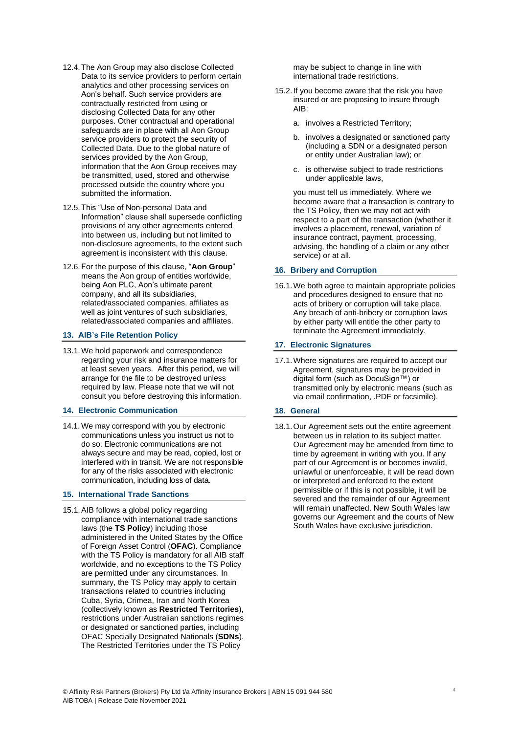12.4. The Aon Group may also disclose Collected Data to its service providers to perform certain analytics and other processing services on Aon's behalf. Such service providers are contractually restricted from using or disclosing Collected Data for any other purposes. Other contractual and operational safeguards are in place with all Aon Group service providers to protect the security of Collected Data. Due to the global nature of services provided by the Aon Group, information that the Aon Group receives may be transmitted, used, stored and otherwise processed outside the country where you submitted the information.

12.5. This "Use of Non-personal Data and Information" clause shall supersede conflicting provisions of any other agreements entered into between us, including but not limited to non-disclosure agreements, to the extent such agreement is inconsistent with this clause.

12.6. For the purpose of this clause, "**Aon Group**" means the Aon group of entities worldwide, being Aon PLC, Aon's ultimate parent company, and all its subsidiaries, related/associated companies, affiliates as well as joint ventures of such subsidiaries, related/associated companies and affiliates.

## 13. AIB's File Retention Policy

13.1. We hold paperwork and correspondence regarding your risk and insurance matters for at least seven years. After this period, we will arrange for the file to be destroyed unless required by law. Please note that we will not consult you before destroying this information.

## 14. Electronic Communication

14.1. We may correspond with you by electronic communications unless you instruct us not to do so. Electronic communications are not always secure and may be read, copied, lost or interfered with in transit. We are not responsible for any of the risks associated with electronic communication, including loss of data.

## 15. International Trade Sanctions

15.1. AIB follows a global policy regarding compliance with international trade sanctions laws (the **TS Policy**) including those administered in the United States by the Office of Foreign Asset Control (**OFAC**). Compliance with the TS Policy is mandatory for all AIB staff worldwide, and no exceptions to the TS Policy are permitted under any circumstances. In summary, the TS Policy may apply to certain transactions related to countries including Cuba, Syria, Crimea, Iran and North Korea (collectively known as **Restricted Territories**), restrictions under Australian sanctions regimes or designated or sanctioned parties, including OFAC Specially Designated Nationals (**SDNs**). The Restricted Territories under the TS Policy may be subject to change in line with international trade restrictions.

15.2. If you become aware that the risk you have insured or are proposing to insure through AIB:

a. involves a Restricted Territory;

b. involves a designated or sanctioned party (including a SDN or a designated person or entity under Australian law); or

c. is otherwise subject to trade restrictions under applicable laws,

you must tell us immediately. Where we become aware that a transaction is contrary to the TS Policy, then we may not act with respect to a part of the transaction (whether it involves a placement, renewal, variation of insurance contract, payment, processing, advising, the handling of a claim or any other service) or at all.

## 16. Bribery and Corruption

16.1. We both agree to maintain appropriate policies and procedures designed to ensure that no acts of bribery or corruption will take place. Any breach of anti-bribery or corruption laws by either party will entitle the other party to terminate the Agreement immediately.

## 17. Electronic Signatures

17.1. Where signatures are required to accept our Agreement, signatures may be provided in digital form (such as DocuSign™) or transmitted only by electronic means (such as via email confirmation, .PDF or facsimile).

## 18. General

18.1. Our Agreement sets out the entire agreement between us in relation to its subject matter. Our Agreement may be amended from time to time by agreement in writing with you. If any part of our Agreement is or becomes invalid, unlawful or unenforceable, it will be read down or interpreted and enforced to the extent permissible or if this is not possible, it will be severed and the remainder of our Agreement will remain unaffected. New South Wales law governs our Agreement and the courts of New South Wales have exclusive jurisdiction.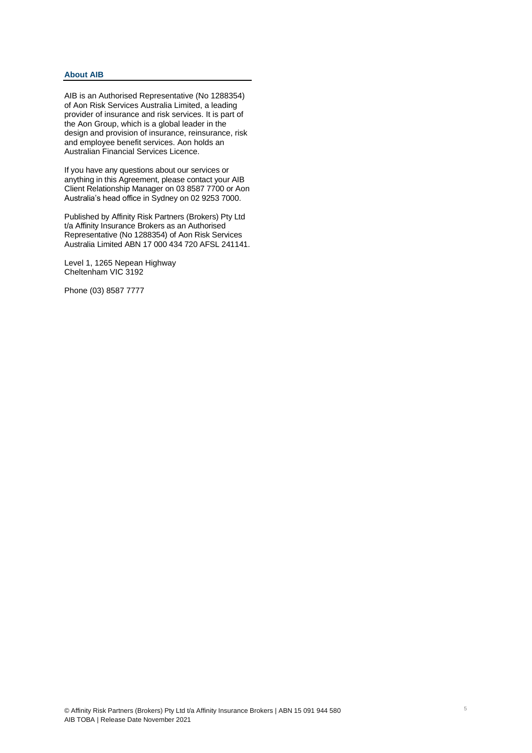## About AIB

AIB is an Authorised Representative (No 1288354) of Aon Risk Services Australia Limited, a leading provider of insurance and risk services. It is part of the Aon Group, which is a global leader in the design and provision of insurance, reinsurance, risk and employee benefit services. Aon holds an Australian Financial Services Licence.

If you have any questions about our services or anything in this Agreement, please contact your AIB Client Relationship Manager on 03 8587 7700 or Aon Australia's head office in Sydney on 02 9253 7000.

Published by Affinity Risk Partners (Brokers) Pty Ltd t/a Affinity Insurance Brokers as an Authorised Representative (No 1288354) of Aon Risk Services Australia Limited ABN 17 000 434 720 AFSL 241141.

Level 1, 1265 Nepean Highway
Cheltenham VIC 3192

Phone (03) 8587 7777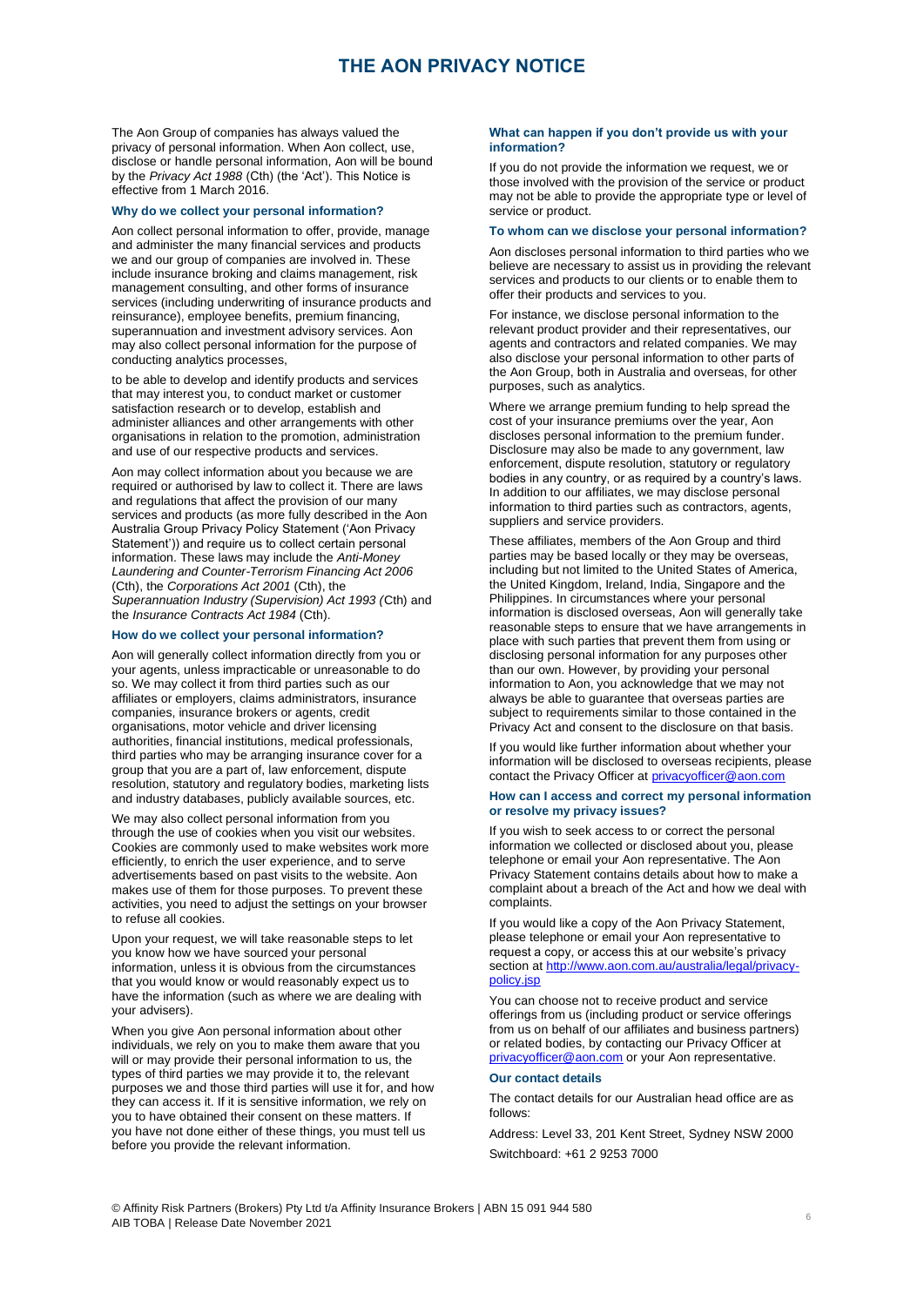# THE AON PRIVACY NOTICE

The Aon Group of companies has always valued the privacy of personal information. When Aon collect, use, disclose or handle personal information, Aon will be bound by the *Privacy Act 1988* (Cth) (the 'Act'). This Notice is effective from 1 March 2016.

### Why do we collect your personal information?

Aon collect personal information to offer, provide, manage and administer the many financial services and products we and our group of companies are involved in. These include insurance broking and claims management, risk management consulting, and other forms of insurance services (including underwriting of insurance products and reinsurance), employee benefits, premium financing, superannuation and investment advisory services. Aon may also collect personal information for the purpose of conducting analytics processes,

to be able to develop and identify products and services that may interest you, to conduct market or customer satisfaction research or to develop, establish and administer alliances and other arrangements with other organisations in relation to the promotion, administration and use of our respective products and services.

Aon may collect information about you because we are required or authorised by law to collect it. There are laws and regulations that affect the provision of our many services and products (as more fully described in the Aon Australia Group Privacy Policy Statement ('Aon Privacy Statement')) and require us to collect certain personal information. These laws may include the *Anti-Money Laundering and Counter-Terrorism Financing Act 2006* (Cth), the *Corporations Act 2001* (Cth), the *Superannuation Industry (Supervision) Act 1993 (*Cth) and the *Insurance Contracts Act 1984* (Cth).

### How do we collect your personal information?

Aon will generally collect information directly from you or your agents, unless impracticable or unreasonable to do so. We may collect it from third parties such as our affiliates or employers, claims administrators, insurance companies, insurance brokers or agents, credit organisations, motor vehicle and driver licensing authorities, financial institutions, medical professionals, third parties who may be arranging insurance cover for a group that you are a part of, law enforcement, dispute resolution, statutory and regulatory bodies, marketing lists and industry databases, publicly available sources, etc.

We may also collect personal information from you through the use of cookies when you visit our websites. Cookies are commonly used to make websites work more efficiently, to enrich the user experience, and to serve advertisements based on past visits to the website. Aon makes use of them for those purposes. To prevent these activities, you need to adjust the settings on your browser to refuse all cookies.

Upon your request, we will take reasonable steps to let you know how we have sourced your personal information, unless it is obvious from the circumstances that you would know or would reasonably expect us to have the information (such as where we are dealing with your advisers).

When you give Aon personal information about other individuals, we rely on you to make them aware that you will or may provide their personal information to us, the types of third parties we may provide it to, the relevant purposes we and those third parties will use it for, and how they can access it. If it is sensitive information, we rely on you to have obtained their consent on these matters. If you have not done either of these things, you must tell us before you provide the relevant information.

### What can happen if you don't provide us with your information?

If you do not provide the information we request, we or those involved with the provision of the service or product may not be able to provide the appropriate type or level of service or product.

### To whom can we disclose your personal information?

Aon discloses personal information to third parties who we believe are necessary to assist us in providing the relevant services and products to our clients or to enable them to offer their products and services to you.

For instance, we disclose personal information to the relevant product provider and their representatives, our agents and contractors and related companies. We may also disclose your personal information to other parts of the Aon Group, both in Australia and overseas, for other purposes, such as analytics.

Where we arrange premium funding to help spread the cost of your insurance premiums over the year, Aon discloses personal information to the premium funder. Disclosure may also be made to any government, law enforcement, dispute resolution, statutory or regulatory bodies in any country, or as required by a country's laws. In addition to our affiliates, we may disclose personal information to third parties such as contractors, agents, suppliers and service providers.

These affiliates, members of the Aon Group and third parties may be based locally or they may be overseas, including but not limited to the United States of America, the United Kingdom, Ireland, India, Singapore and the Philippines. In circumstances where your personal information is disclosed overseas, Aon will generally take reasonable steps to ensure that we have arrangements in place with such parties that prevent them from using or disclosing personal information for any purposes other than our own. However, by providing your personal information to Aon, you acknowledge that we may not always be able to guarantee that overseas parties are subject to requirements similar to those contained in the Privacy Act and consent to the disclosure on that basis.

If you would like further information about whether your information will be disclosed to overseas recipients, please contact the Privacy Officer at privacyofficer@aon.com

### How can I access and correct my personal information or resolve my privacy issues?

If you wish to seek access to or correct the personal information we collected or disclosed about you, please telephone or email your Aon representative. The Aon Privacy Statement contains details about how to make a complaint about a breach of the Act and how we deal with complaints.

If you would like a copy of the Aon Privacy Statement, please telephone or email your Aon representative to request a copy, or access this at our website's privacy section at http://www.aon.com.au/australia/legal/privacy-policy.jsp

You can choose not to receive product and service offerings from us (including product or service offerings from us on behalf of our affiliates and business partners) or related bodies, by contacting our Privacy Officer at privacyofficer@aon.com or your Aon representative.

### Our contact details

The contact details for our Australian head office are as follows:

Address: Level 33, 201 Kent Street, Sydney NSW 2000

Switchboard: +61 2 9253 7000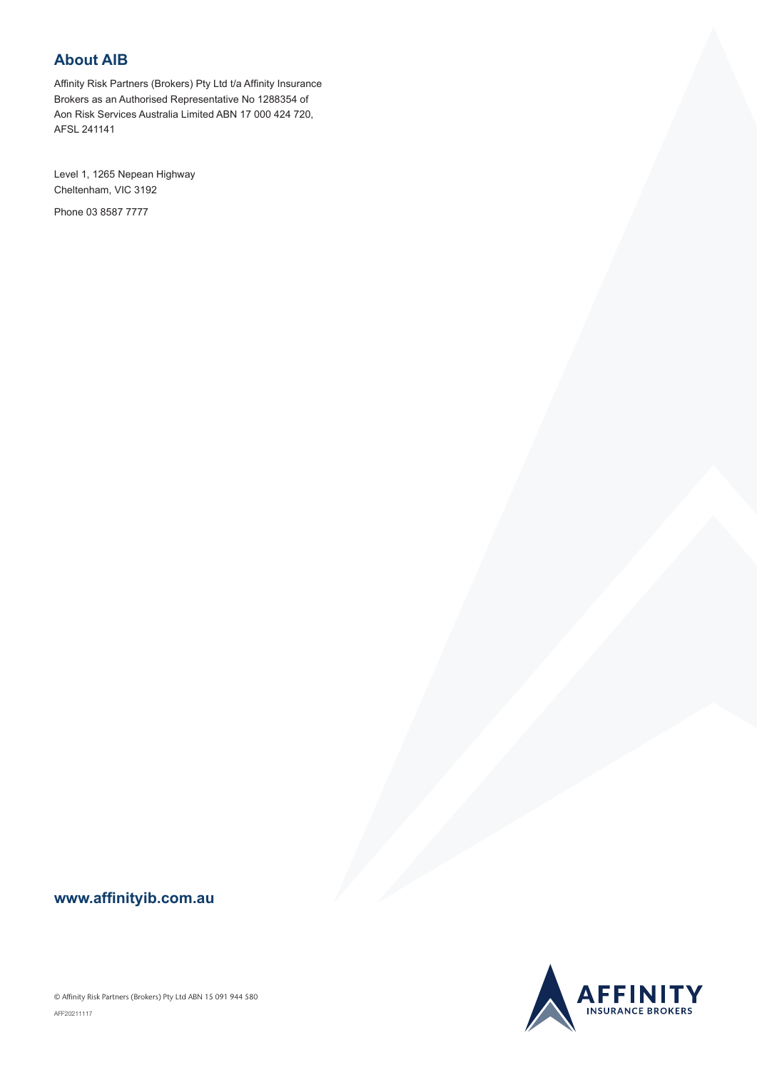## About AIB

Affinity Risk Partners (Brokers) Pty Ltd t/a Affinity Insurance Brokers as an Authorised Representative No 1288354 of Aon Risk Services Australia Limited ABN 17 000 424 720, AFSL 241141

Level 1, 1265 Nepean Highway
Cheltenham, VIC 3192

Phone 03 8587 7777

**www.affinityib.com.au**

© Affinity Risk Partners (Brokers) Pty Ltd ABN 15 091 944 580

AFF20211117

AFFINITY INSURANCE BROKERS